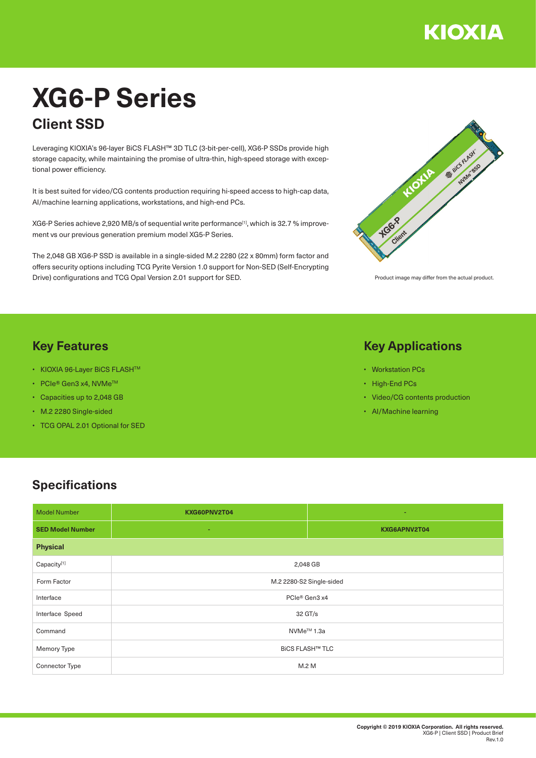KIOXIA

# XG6-P Series

## Client SSD

Leveraging KIOXIA's 96-layer BiCS FLASH™ 3D TLC (3-bit-per-cell), XG6-P SSDs provide high storage capacity, while maintaining the promise of ultra-thin, high-speed storage with exceptional power efficiency.

It is best suited for video/CG contents production requiring hi-speed access to high-cap data, AI/machine learning applications, workstations, and high-end PCs.

XG6-P Series achieve 2,920 MB/s of sequential write performance[1], which is 32.7 % improvement vs our previous generation premium model XG5-P Series.

The 2,048 GB XG6-P SSD is available in a single-sided M.2 2280 (22 x 80mm) form factor and offers security options including TCG Pyrite Version 1.0 support for Non-SED (Self-Encrypting Drive) configurations and TCG Opal Version 2.01 support for SED.

Product image may differ from the actual product.

## Key Features

- KIOXIA 96-Layer BiCS FLASH™
- PCIe® Gen3 x4, NVMe™
- Capacities up to 2,048 GB
- M.2 2280 Single-sided
- TCG OPAL 2.01 Optional for SED

## Key Applications

- Workstation PCs
- High-End PCs
- Video/CG contents production
- AI/Machine learning

## Specifications

| Model Number | KXG60PNV2T04 | - |
|---|---|---|
| **SED Model Number** | - | KXG6APNV2T04 |
| **Physical** | | |
| Capacity[1] | 2,048 GB | |
| Form Factor | M.2 2280-S2 Single-sided | |
| Interface | PCIe® Gen3 x4 | |
| Interface Speed | 32 GT/s | |
| Command | NVMe™ 1.3a | |
| Memory Type | BiCS FLASH™ TLC | |
| Connector Type | M.2 M | |

Copyright © 2019 KIOXIA Corporation. All rights reserved.
XG6-P | Client SSD | Product Brief
Rev.1.0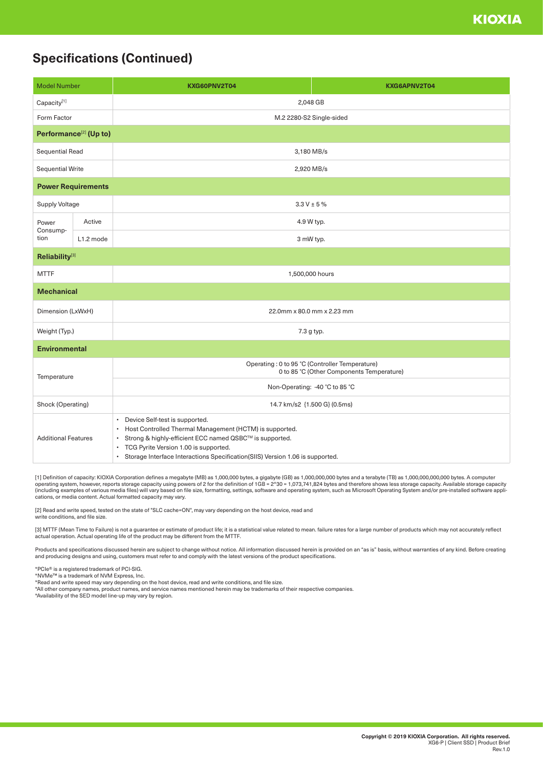## Specifications (Continued)

| Model Number | | KXG60PNV2T04 | KXG6APNV2T04 |
|---|---|---|---|
| Capacity[1] | | 2,048 GB | |
| Form Factor | | M.2 2280-S2 Single-sided | |
| **Performance[2] (Up to)** | | | |
| Sequential Read | | 3,180 MB/s | |
| Sequential Write | | 2,920 MB/s | |
| **Power Requirements** | | | |
| Supply Voltage | | 3.3 V ± 5 % | |
| Power Consumption | Active | 4.9 W typ. | |
| | L1.2 mode | 3 mW typ. | |
| **Reliability[3]** | | | |
| MTTF | | 1,500,000 hours | |
| **Mechanical** | | | |
| Dimension (LxWxH) | | 22.0mm x 80.0 mm x 2.23 mm | |
| Weight (Typ.) | | 7.3 g typ. | |
| **Environmental** | | | |
| Temperature | | Operating : 0 to 95 °C (Controller Temperature) 0 to 85 °C (Other Components Temperature) | |
| | | Non-Operating: -40 °C to 85 °C | |
| Shock (Operating) | | 14.7 km/s2 {1.500 G} (0.5ms) | |
| Additional Features | | • Device Self-test is supported. • Host Controlled Thermal Management (HCTM) is supported. • Strong & highly-efficient ECC named QSBC™ is supported. • TCG Pyrite Version 1.00 is supported. • Storage Interface Interactions Specification(SIIS) Version 1.06 is supported. | |

[1] Definition of capacity: KIOXIA Corporation defines a megabyte (MB) as 1,000,000 bytes, a gigabyte (GB) as 1,000,000,000 bytes and a terabyte (TB) as 1,000,000,000,000 bytes. A computer operating system, however, reports storage capacity using powers of 2 for the definition of 1GB = 2^30 = 1,073,741,824 bytes and therefore shows less storage capacity. Available storage capacity (including examples of various media files) will vary based on file size, formatting, settings, software and operating system, such as Microsoft Operating System and/or pre-installed software applications, or media content. Actual formatted capacity may vary.

[2] Read and write speed, tested on the state of "SLC cache=ON", may vary depending on the host device, read and write conditions, and file size.

[3] MTTF (Mean Time to Failure) is not a guarantee or estimate of product life; it is a statistical value related to mean. failure rates for a large number of products which may not accurately reflect actual operation. Actual operating life of the product may be different from the MTTF.

Products and specifications discussed herein are subject to change without notice. All information discussed herein is provided on an "as is" basis, without warranties of any kind. Before creating and producing designs and using, customers must refer to and comply with the latest versions of the product specifications.

*PCIe® is a registered trademark of PCI-SIG.
*NVMe™ is a trademark of NVM Express, Inc.
*Read and write speed may vary depending on the host device, read and write conditions, and file size.
*All other company names, product names, and service names mentioned herein may be trademarks of their respective companies.
*Availability of the SED model line-up may vary by region.

**Copyright © 2019 KIOXIA Corporation. All rights reserved.**
XG6-P | Client SSD | Product Brief
Rev.1.0